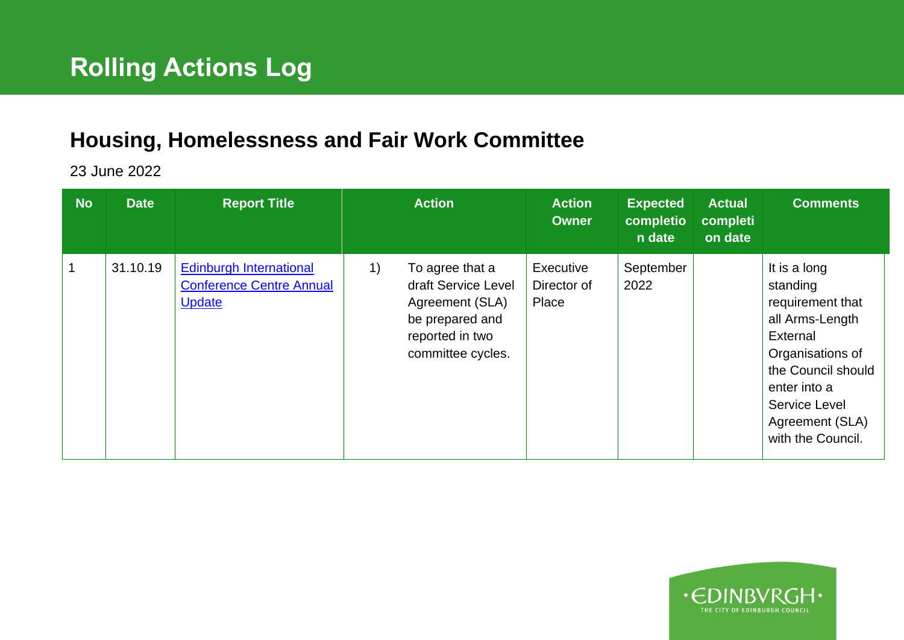# Rolling Actions Log

## Housing, Homelessness and Fair Work Committee

23 June 2022

| No | Date | Report Title | Action | Action Owner | Expected completion date | Actual completion date | Comments |
|---|---|---|---|---|---|---|---|
| 1 | 31.10.19 | [Edinburgh International Conference Centre Annual Update]() | 1) To agree that a draft Service Level Agreement (SLA) be prepared and reported in two committee cycles. | Executive Director of Place | September 2022 | | It is a long standing requirement that all Arms-Length External Organisations of the Council should enter into a Service Level Agreement (SLA) with the Council. |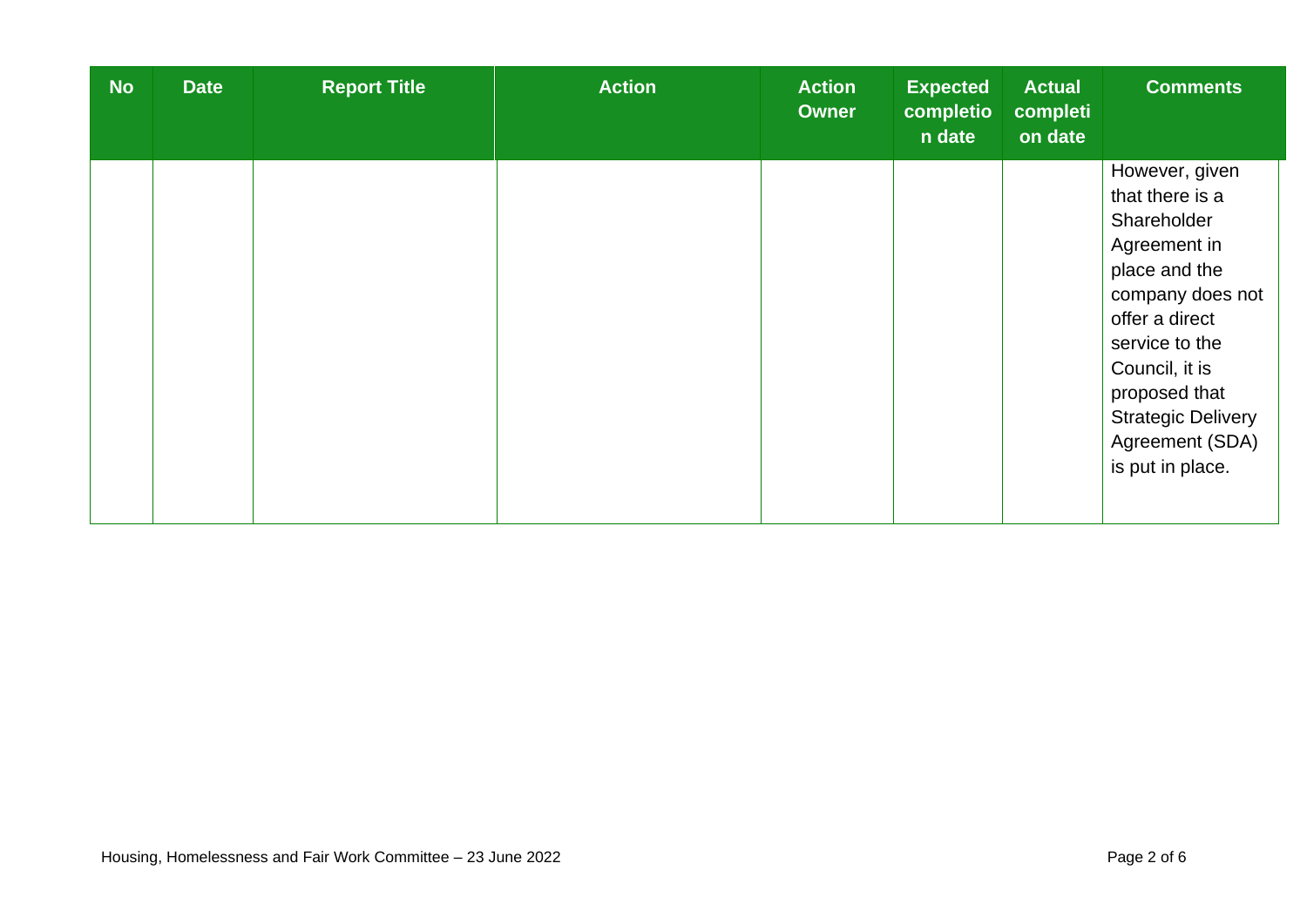| No | Date | Report Title | Action | Action Owner | Expected completion date | Actual completion date | Comments |
|---|---|---|---|---|---|---|---|
| | | | | | | | However, given that there is a Shareholder Agreement in place and the company does not offer a direct service to the Council, it is proposed that Strategic Delivery Agreement (SDA) is put in place. |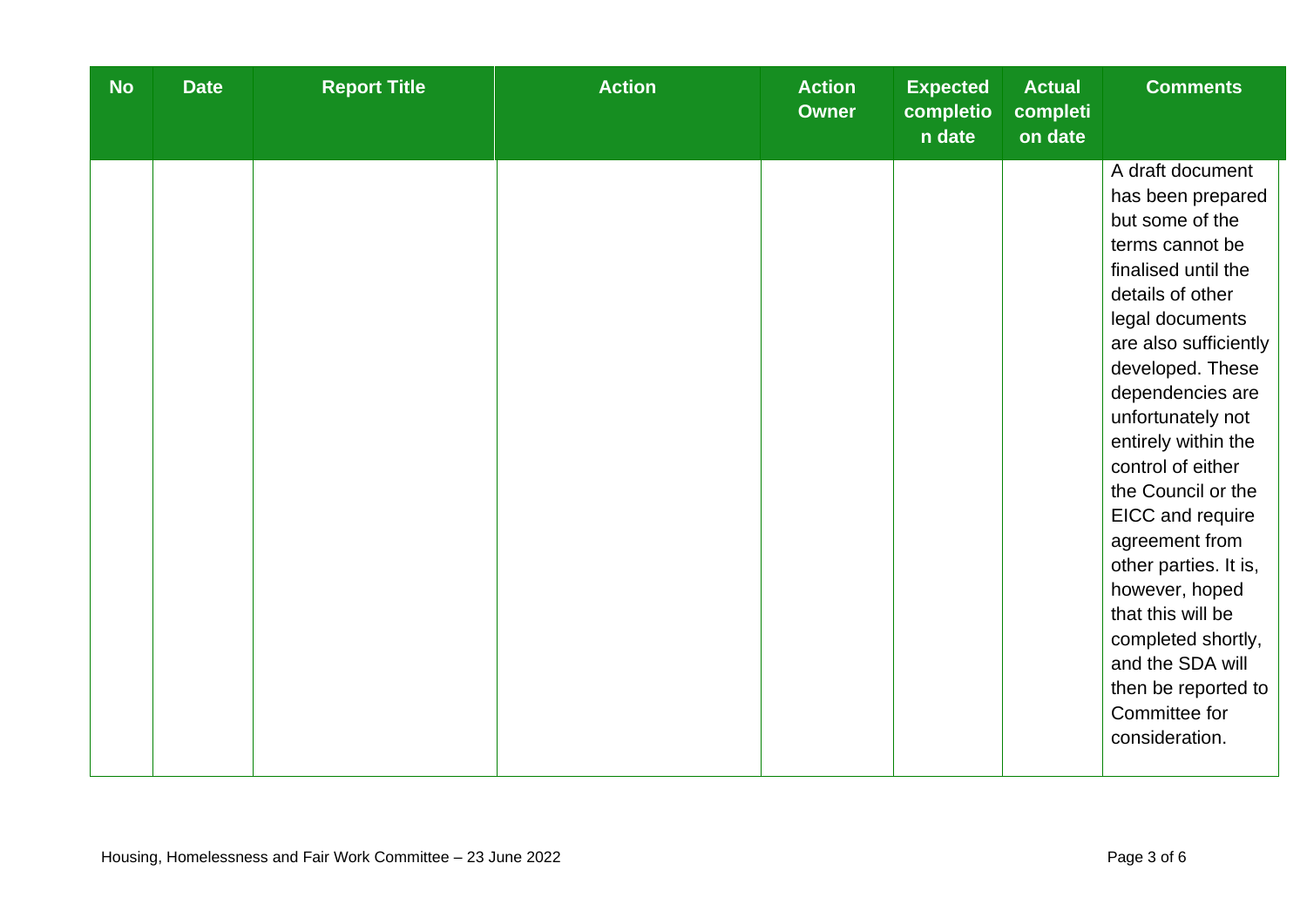| No | Date | Report Title | Action | Action Owner | Expected completion date | Actual completion date | Comments |
|---|---|---|---|---|---|---|---|
| | | | | | | | A draft document has been prepared but some of the terms cannot be finalised until the details of other legal documents are also sufficiently developed. These dependencies are unfortunately not entirely within the control of either the Council or the EICC and require agreement from other parties. It is, however, hoped that this will be completed shortly, and the SDA will then be reported to Committee for consideration. |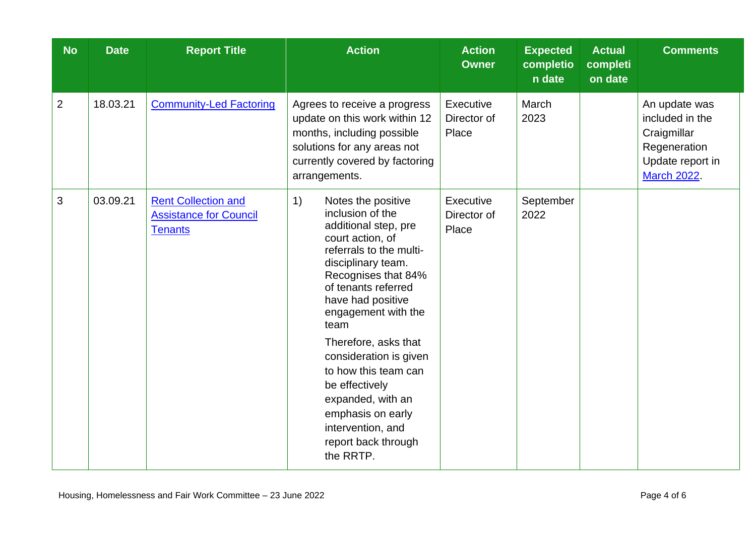| No | Date | Report Title | Action | Action Owner | Expected completion date | Actual completion date | Comments |
|---|---|---|---|---|---|---|---|
| 2 | 18.03.21 | Community-Led Factoring | Agrees to receive a progress update on this work within 12 months, including possible solutions for any areas not currently covered by factoring arrangements. | Executive Director of Place | March 2023 | | An update was included in the Craigmillar Regeneration Update report in March 2022. |
| 3 | 03.09.21 | Rent Collection and Assistance for Council Tenants | 1) Notes the positive inclusion of the additional step, pre court action, of referrals to the multi-disciplinary team. Recognises that 84% of tenants referred have had positive engagement with the team<br><br>Therefore, asks that consideration is given to how this team can be effectively expanded, with an emphasis on early intervention, and report back through the RRTP. | Executive Director of Place | September 2022 | | |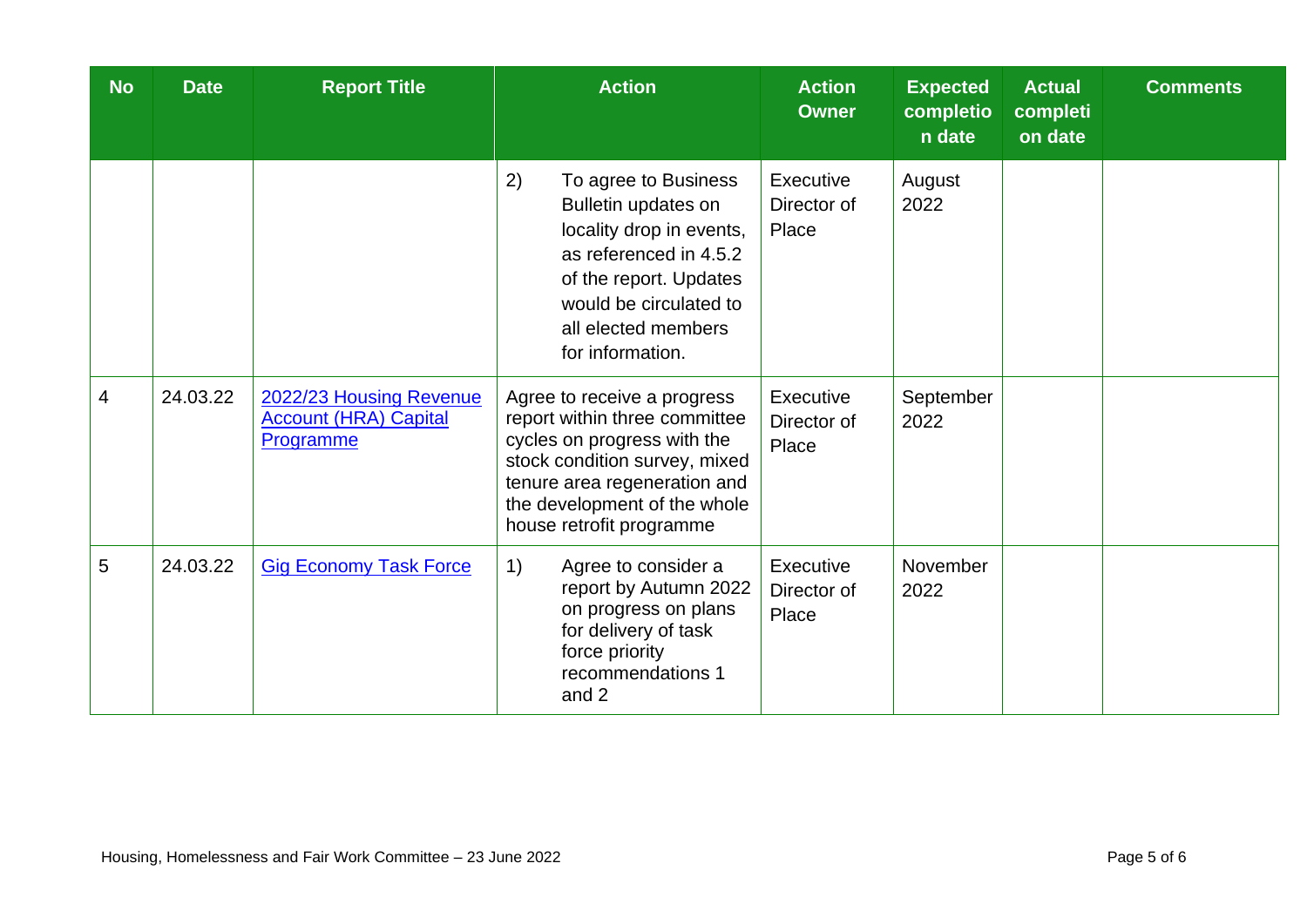| No | Date | Report Title | Action | Action Owner | Expected completion date | Actual completion date | Comments |
|---|---|---|---|---|---|---|---|
| | | | 2) To agree to Business Bulletin updates on locality drop in events, as referenced in 4.5.2 of the report. Updates would be circulated to all elected members for information. | Executive Director of Place | August 2022 | | |
| 4 | 24.03.22 | 2022/23 Housing Revenue Account (HRA) Capital Programme | Agree to receive a progress report within three committee cycles on progress with the stock condition survey, mixed tenure area regeneration and the development of the whole house retrofit programme | Executive Director of Place | September 2022 | | |
| 5 | 24.03.22 | Gig Economy Task Force | 1) Agree to consider a report by Autumn 2022 on progress on plans for delivery of task force priority recommendations 1 and 2 | Executive Director of Place | November 2022 | | |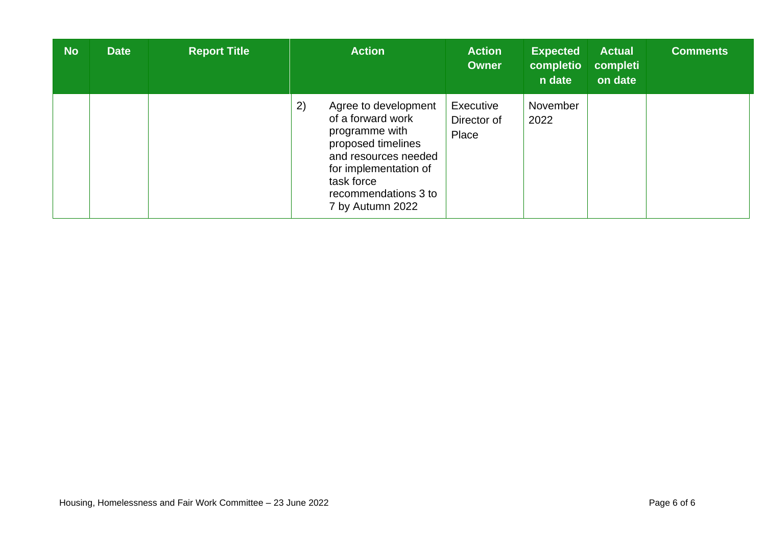| No | Date | Report Title | Action | Action Owner | Expected completion date | Actual completion date | Comments |
|---|---|---|---|---|---|---|---|
| | | | 2) Agree to development of a forward work programme with proposed timelines and resources needed for implementation of task force recommendations 3 to 7 by Autumn 2022 | Executive Director of Place | November 2022 | | |